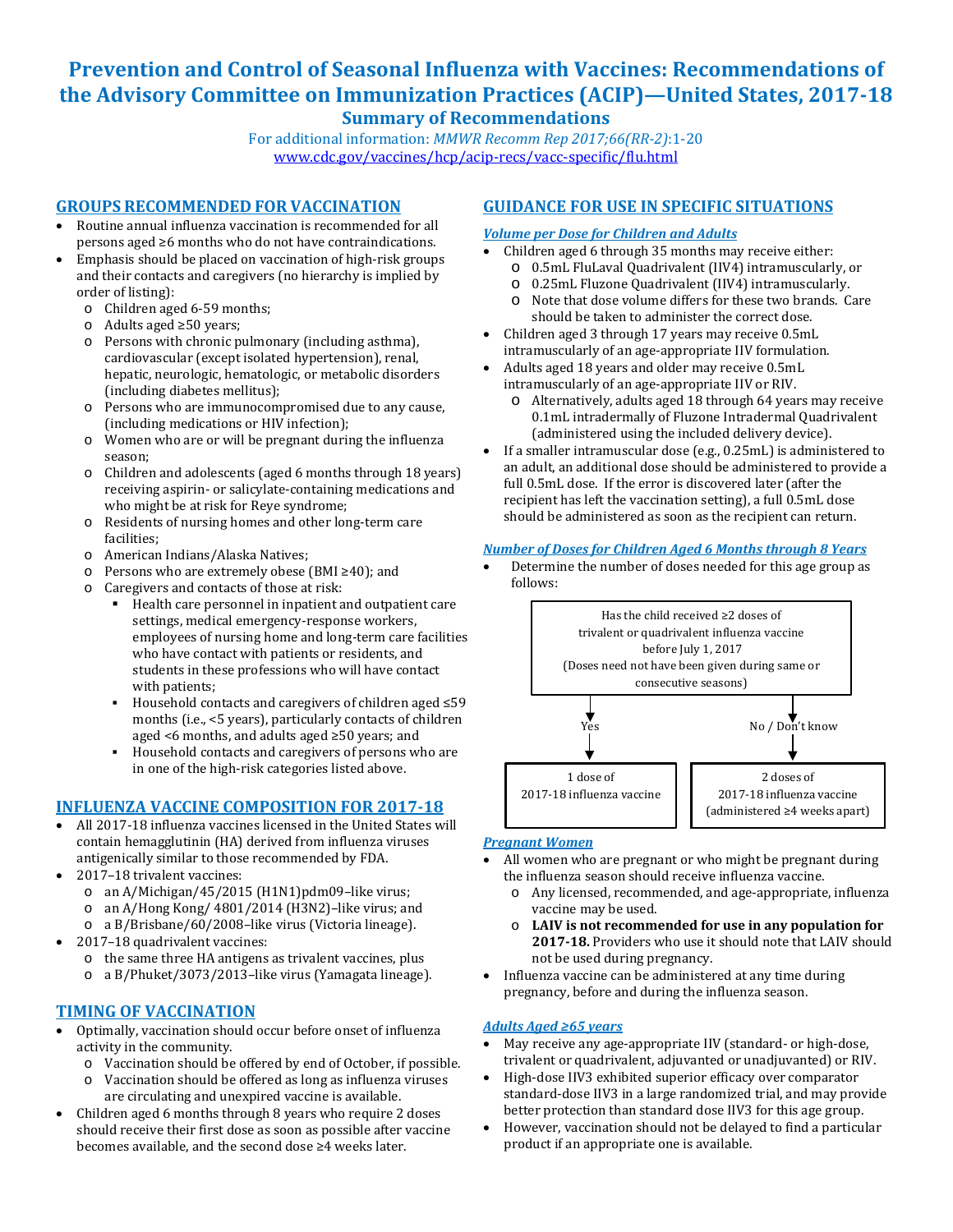# Prevention and Control of Seasonal Influenza with Vaccines: Recommendations of the Advisory Committee on Immunization Practices (ACIP)—United States, 2017-18

## Summary of Recommendations

For additional information: *MMWR Recomm Rep 2017;66(RR-2)*:1-20
www.cdc.gov/vaccines/hcp/acip-recs/vacc-specific/flu.html

## GROUPS RECOMMENDED FOR VACCINATION

- Routine annual influenza vaccination is recommended for all persons aged ≥6 months who do not have contraindications.
- Emphasis should be placed on vaccination of high-risk groups and their contacts and caregivers (no hierarchy is implied by order of listing):
  - Children aged 6-59 months;
  - Adults aged ≥50 years;
  - Persons with chronic pulmonary (including asthma), cardiovascular (except isolated hypertension), renal, hepatic, neurologic, hematologic, or metabolic disorders (including diabetes mellitus);
  - Persons who are immunocompromised due to any cause, (including medications or HIV infection);
  - Women who are or will be pregnant during the influenza season;
  - Children and adolescents (aged 6 months through 18 years) receiving aspirin- or salicylate-containing medications and who might be at risk for Reye syndrome;
  - Residents of nursing homes and other long-term care facilities;
  - American Indians/Alaska Natives;
  - Persons who are extremely obese (BMI ≥40); and
  - Caregivers and contacts of those at risk:
    - Health care personnel in inpatient and outpatient care settings, medical emergency-response workers, employees of nursing home and long-term care facilities who have contact with patients or residents, and students in these professions who will have contact with patients;
    - Household contacts and caregivers of children aged ≤59 months (i.e., <5 years), particularly contacts of children aged <6 months, and adults aged ≥50 years; and
    - Household contacts and caregivers of persons who are in one of the high-risk categories listed above.

## INFLUENZA VACCINE COMPOSITION FOR 2017-18

- All 2017-18 influenza vaccines licensed in the United States will contain hemagglutinin (HA) derived from influenza viruses antigenically similar to those recommended by FDA.
- 2017–18 trivalent vaccines:
  - an A/Michigan/45/2015 (H1N1)pdm09–like virus;
  - an A/Hong Kong/ 4801/2014 (H3N2)–like virus; and
  - a B/Brisbane/60/2008–like virus (Victoria lineage).
- 2017–18 quadrivalent vaccines:
  - the same three HA antigens as trivalent vaccines, plus
  - a B/Phuket/3073/2013–like virus (Yamagata lineage).

## TIMING OF VACCINATION

- Optimally, vaccination should occur before onset of influenza activity in the community.
  - Vaccination should be offered by end of October, if possible.
  - Vaccination should be offered as long as influenza viruses are circulating and unexpired vaccine is available.
- Children aged 6 months through 8 years who require 2 doses should receive their first dose as soon as possible after vaccine becomes available, and the second dose ≥4 weeks later.

## GUIDANCE FOR USE IN SPECIFIC SITUATIONS

### *Volume per Dose for Children and Adults*

- Children aged 6 through 35 months may receive either:
  - 0.5mL FluLaval Quadrivalent (IIV4) intramuscularly, or
  - 0.25mL Fluzone Quadrivalent (IIV4) intramuscularly.
  - Note that dose volume differs for these two brands. Care should be taken to administer the correct dose.
- Children aged 3 through 17 years may receive 0.5mL intramuscularly of an age-appropriate IIV formulation.
- Adults aged 18 years and older may receive 0.5mL intramuscularly of an age-appropriate IIV or RIV.
  - Alternatively, adults aged 18 through 64 years may receive 0.1mL intradermally of Fluzone Intradermal Quadrivalent (administered using the included delivery device).
- If a smaller intramuscular dose (e.g., 0.25mL) is administered to an adult, an additional dose should be administered to provide a full 0.5mL dose. If the error is discovered later (after the recipient has left the vaccination setting), a full 0.5mL dose should be administered as soon as the recipient can return.

### *Number of Doses for Children Aged 6 Months through 8 Years*

- Determine the number of doses needed for this age group as follows:

Has the child received ≥2 doses of trivalent or quadrivalent influenza vaccine before July 1, 2017
(Doses need not have been given during same or consecutive seasons)

- Yes → 1 dose of 2017-18 influenza vaccine
- No / Don't know → 2 doses of 2017-18 influenza vaccine (administered ≥4 weeks apart)

### *Pregnant Women*

- All women who are pregnant or who might be pregnant during the influenza season should receive influenza vaccine.
  - Any licensed, recommended, and age-appropriate, influenza vaccine may be used.
  - **LAIV is not recommended for use in any population for 2017-18.** Providers who use it should note that LAIV should not be used during pregnancy.
- Influenza vaccine can be administered at any time during pregnancy, before and during the influenza season.

### *Adults Aged ≥65 years*

- May receive any age-appropriate IIV (standard- or high-dose, trivalent or quadrivalent, adjuvanted or unadjuvanted) or RIV.
- High-dose IIV3 exhibited superior efficacy over comparator standard-dose IIV3 in a large randomized trial, and may provide better protection than standard dose IIV3 for this age group.
- However, vaccination should not be delayed to find a particular product if an appropriate one is available.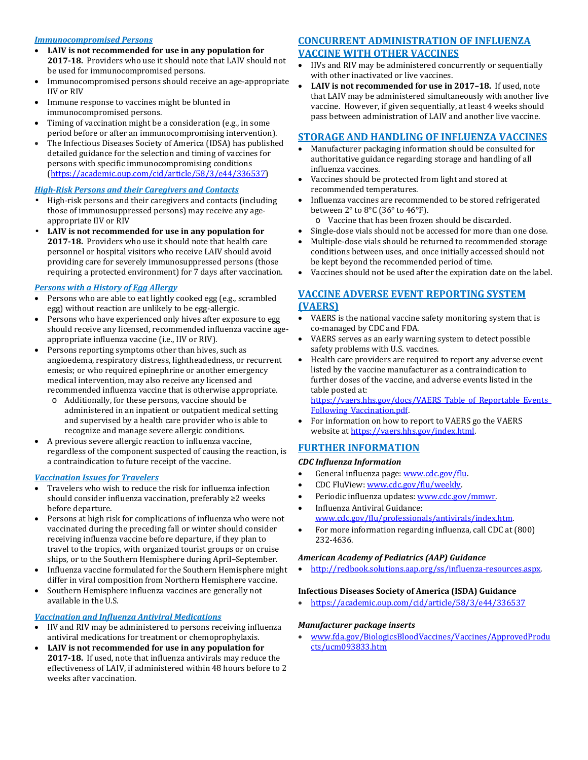### *Immunocompromised Persons*

- **LAIV is not recommended for use in any population for 2017-18.** Providers who use it should note that LAIV should not be used for immunocompromised persons.
- Immunocompromised persons should receive an age-appropriate IIV or RIV
- Immune response to vaccines might be blunted in immunocompromised persons.
- Timing of vaccination might be a consideration (e.g., in some period before or after an immunocompromising intervention).
- The Infectious Diseases Society of America (IDSA) has published detailed guidance for the selection and timing of vaccines for persons with specific immunocompromising conditions (https://academic.oup.com/cid/article/58/3/e44/336537)

### *High-Risk Persons and their Caregivers and Contacts*

- High-risk persons and their caregivers and contacts (including those of immunosuppressed persons) may receive any age-appropriate IIV or RIV
- **LAIV is not recommended for use in any population for 2017-18.** Providers who use it should note that health care personnel or hospital visitors who receive LAIV should avoid providing care for severely immunosuppressed persons (those requiring a protected environment) for 7 days after vaccination.

### *Persons with a History of Egg Allergy*

- Persons who are able to eat lightly cooked egg (e.g., scrambled egg) without reaction are unlikely to be egg-allergic.
- Persons who have experienced only hives after exposure to egg should receive any licensed, recommended influenza vaccine age-appropriate influenza vaccine (i.e., IIV or RIV).
- Persons reporting symptoms other than hives, such as angioedema, respiratory distress, lightheadedness, or recurrent emesis; or who required epinephrine or another emergency medical intervention, may also receive any licensed and recommended influenza vaccine that is otherwise appropriate.
  - Additionally, for these persons, vaccine should be administered in an inpatient or outpatient medical setting and supervised by a health care provider who is able to recognize and manage severe allergic conditions.
- A previous severe allergic reaction to influenza vaccine, regardless of the component suspected of causing the reaction, is a contraindication to future receipt of the vaccine.

### *Vaccination Issues for Travelers*

- Travelers who wish to reduce the risk for influenza infection should consider influenza vaccination, preferably ≥2 weeks before departure.
- Persons at high risk for complications of influenza who were not vaccinated during the preceding fall or winter should consider receiving influenza vaccine before departure, if they plan to travel to the tropics, with organized tourist groups or on cruise ships, or to the Southern Hemisphere during April–September.
- Influenza vaccine formulated for the Southern Hemisphere might differ in viral composition from Northern Hemisphere vaccine.
- Southern Hemisphere influenza vaccines are generally not available in the U.S.

### *Vaccination and Influenza Antiviral Medications*

- IIV and RIV may be administered to persons receiving influenza antiviral medications for treatment or chemoprophylaxis.
- **LAIV is not recommended for use in any population for 2017-18.** If used, note that influenza antivirals may reduce the effectiveness of LAIV, if administered within 48 hours before to 2 weeks after vaccination.

## CONCURRENT ADMINISTRATION OF INFLUENZA VACCINE WITH OTHER VACCINES

- IIVs and RIV may be administered concurrently or sequentially with other inactivated or live vaccines.
- **LAIV is not recommended for use in 2017–18.** If used, note that LAIV may be administered simultaneously with another live vaccine. However, if given sequentially, at least 4 weeks should pass between administration of LAIV and another live vaccine.

## STORAGE AND HANDLING OF INFLUENZA VACCINES

- Manufacturer packaging information should be consulted for authoritative guidance regarding storage and handling of all influenza vaccines.
- Vaccines should be protected from light and stored at recommended temperatures.
- Influenza vaccines are recommended to be stored refrigerated between 2° to 8°C (36° to 46°F).
  - Vaccine that has been frozen should be discarded.
- Single-dose vials should not be accessed for more than one dose.
- Multiple-dose vials should be returned to recommended storage conditions between uses, and once initially accessed should not be kept beyond the recommended period of time.
- Vaccines should not be used after the expiration date on the label.

## VACCINE ADVERSE EVENT REPORTING SYSTEM (VAERS)

- VAERS is the national vaccine safety monitoring system that is co-managed by CDC and FDA.
- VAERS serves as an early warning system to detect possible safety problems with U.S. vaccines.
- Health care providers are required to report any adverse event listed by the vaccine manufacturer as a contraindication to further doses of the vaccine, and adverse events listed in the table posted at: https://vaers.hhs.gov/docs/VAERS_Table_of_Reportable_Events_Following_Vaccination.pdf.
- For information on how to report to VAERS go the VAERS website at https://vaers.hhs.gov/index.html.

## FURTHER INFORMATION

### *CDC Influenza Information*

- General influenza page: www.cdc.gov/flu.
- CDC FluView: www.cdc.gov/flu/weekly.
- Periodic influenza updates: www.cdc.gov/mmwr.
- Influenza Antiviral Guidance: www.cdc.gov/flu/professionals/antivirals/index.htm.
- For more information regarding influenza, call CDC at (800) 232-4636.

### *American Academy of Pediatrics (AAP) Guidance*

- http://redbook.solutions.aap.org/ss/influenza-resources.aspx.

### Infectious Diseases Society of America (ISDA) Guidance

- https://academic.oup.com/cid/article/58/3/e44/336537

### *Manufacturer package inserts*

- www.fda.gov/BiologicsBloodVaccines/Vaccines/ApprovedProducts/ucm093833.htm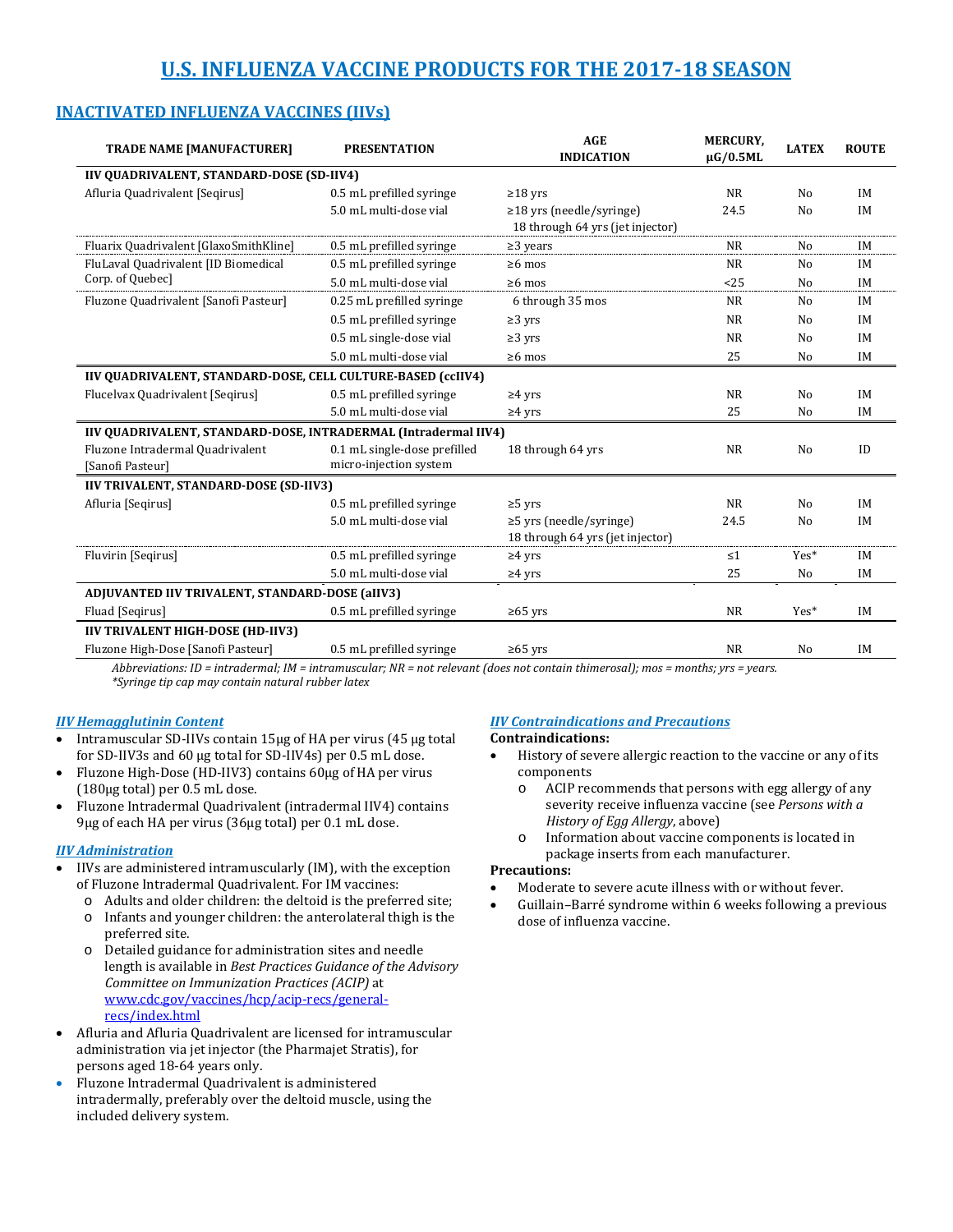# U.S. INFLUENZA VACCINE PRODUCTS FOR THE 2017-18 SEASON

## INACTIVATED INFLUENZA VACCINES (IIVs)

| TRADE NAME [MANUFACTURER] | PRESENTATION | AGE INDICATION | MERCURY, μG/0.5ML | LATEX | ROUTE |
|---|---|---|---|---|---|
| **IIV QUADRIVALENT, STANDARD-DOSE (SD-IIV4)** | | | | | |
| Afluria Quadrivalent [Seqirus] | 0.5 mL prefilled syringe | ≥18 yrs | NR | No | IM |
| | 5.0 mL multi-dose vial | ≥18 yrs (needle/syringe) 18 through 64 yrs (jet injector) | 24.5 | No | IM |
| Fluarix Quadrivalent [GlaxoSmithKline] | 0.5 mL prefilled syringe | ≥3 years | NR | No | IM |
| FluLaval Quadrivalent [ID Biomedical Corp. of Quebec] | 0.5 mL prefilled syringe | ≥6 mos | NR | No | IM |
| | 5.0 mL multi-dose vial | ≥6 mos | <25 | No | IM |
| Fluzone Quadrivalent [Sanofi Pasteur] | 0.25 mL prefilled syringe | 6 through 35 mos | NR | No | IM |
| | 0.5 mL prefilled syringe | ≥3 yrs | NR | No | IM |
| | 0.5 mL single-dose vial | ≥3 yrs | NR | No | IM |
| | 5.0 mL multi-dose vial | ≥6 mos | 25 | No | IM |
| **IIV QUADRIVALENT, STANDARD-DOSE, CELL CULTURE-BASED (ccIIV4)** | | | | | |
| Flucelvax Quadrivalent [Seqirus] | 0.5 mL prefilled syringe | ≥4 yrs | NR | No | IM |
| | 5.0 mL multi-dose vial | ≥4 yrs | 25 | No | IM |
| **IIV QUADRIVALENT, STANDARD-DOSE, INTRADERMAL (Intradermal IIV4)** | | | | | |
| Fluzone Intradermal Quadrivalent [Sanofi Pasteur] | 0.1 mL single-dose prefilled micro-injection system | 18 through 64 yrs | NR | No | ID |
| **IIV TRIVALENT, STANDARD-DOSE (SD-IIV3)** | | | | | |
| Afluria [Seqirus] | 0.5 mL prefilled syringe | ≥5 yrs | NR | No | IM |
| | 5.0 mL multi-dose vial | ≥5 yrs (needle/syringe) 18 through 64 yrs (jet injector) | 24.5 | No | IM |
| Fluvirin [Seqirus] | 0.5 mL prefilled syringe | ≥4 yrs | ≤1 | Yes* | IM |
| | 5.0 mL multi-dose vial | ≥4 yrs | 25 | No | IM |
| **ADJUVANTED IIV TRIVALENT, STANDARD-DOSE (aIIV3)** | | | | | |
| Fluad [Seqirus] | 0.5 mL prefilled syringe | ≥65 yrs | NR | Yes* | IM |
| **IIV TRIVALENT HIGH-DOSE (HD-IIV3)** | | | | | |
| Fluzone High-Dose [Sanofi Pasteur] | 0.5 mL prefilled syringe | ≥65 yrs | NR | No | IM |

*Abbreviations: ID = intradermal; IM = intramuscular; NR = not relevant (does not contain thimerosal); mos = months; yrs = years.*
*\*Syringe tip cap may contain natural rubber latex*

### *IIV Hemagglutinin Content*

- Intramuscular SD-IIVs contain 15μg of HA per virus (45 μg total for SD-IIV3s and 60 μg total for SD-IIV4s) per 0.5 mL dose.
- Fluzone High-Dose (HD-IIV3) contains 60μg of HA per virus (180μg total) per 0.5 mL dose.
- Fluzone Intradermal Quadrivalent (intradermal IIV4) contains 9μg of each HA per virus (36μg total) per 0.1 mL dose.

### *IIV Administration*

- IIVs are administered intramuscularly (IM), with the exception of Fluzone Intradermal Quadrivalent. For IM vaccines:
  - Adults and older children: the deltoid is the preferred site;
  - Infants and younger children: the anterolateral thigh is the preferred site.
  - Detailed guidance for administration sites and needle length is available in *Best Practices Guidance of the Advisory Committee on Immunization Practices (ACIP)* at [www.cdc.gov/vaccines/hcp/acip-recs/general-recs/index.html](www.cdc.gov/vaccines/hcp/acip-recs/general-recs/index.html)
- Afluria and Afluria Quadrivalent are licensed for intramuscular administration via jet injector (the Pharmajet Stratis), for persons aged 18-64 years only.
- Fluzone Intradermal Quadrivalent is administered intradermally, preferably over the deltoid muscle, using the included delivery system.

### *IIV Contraindications and Precautions*

**Contraindications:**

- History of severe allergic reaction to the vaccine or any of its components
  - ACIP recommends that persons with egg allergy of any severity receive influenza vaccine (see *Persons with a History of Egg Allergy*, above)
  - Information about vaccine components is located in package inserts from each manufacturer.

**Precautions:**

- Moderate to severe acute illness with or without fever.
- Guillain–Barré syndrome within 6 weeks following a previous dose of influenza vaccine.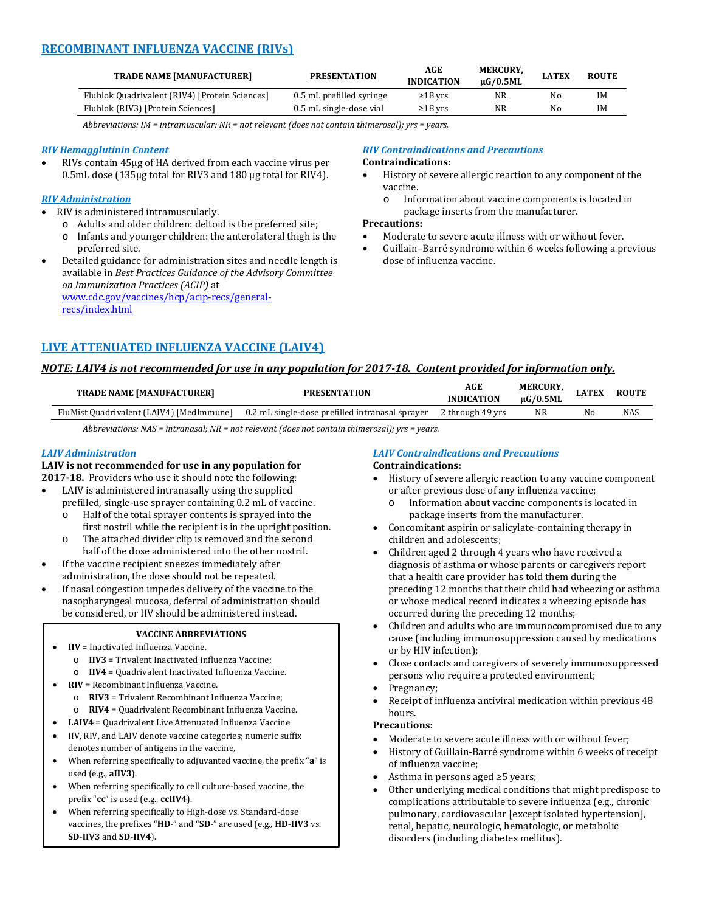## RECOMBINANT INFLUENZA VACCINE (RIVs)

| TRADE NAME [MANUFACTURER] | PRESENTATION | AGE INDICATION | MERCURY, μG/0.5ML | LATEX | ROUTE |
|---|---|---|---|---|---|
| Flublok Quadrivalent (RIV4) [Protein Sciences] | 0.5 mL prefilled syringe | ≥18 yrs | NR | No | IM |
| Flublok (RIV3) [Protein Sciences] | 0.5 mL single-dose vial | ≥18 yrs | NR | No | IM |

*Abbreviations: IM = intramuscular; NR = not relevant (does not contain thimerosal); yrs = years.*

### *RIV Hemagglutinin Content*

- RIVs contain 45μg of HA derived from each vaccine virus per 0.5mL dose (135μg total for RIV3 and 180 μg total for RIV4).

### *RIV Administration*

- RIV is administered intramuscularly.
  - Adults and older children: deltoid is the preferred site;
  - Infants and younger children: the anterolateral thigh is the preferred site.
- Detailed guidance for administration sites and needle length is available in *Best Practices Guidance of the Advisory Committee on Immunization Practices (ACIP)* at www.cdc.gov/vaccines/hcp/acip-recs/general-recs/index.html

### *RIV Contraindications and Precautions*

**Contraindications:**

- History of severe allergic reaction to any component of the vaccine.
  - Information about vaccine components is located in package inserts from the manufacturer.

**Precautions:**

- Moderate to severe acute illness with or without fever.
- Guillain–Barré syndrome within 6 weeks following a previous dose of influenza vaccine.

## LIVE ATTENUATED INFLUENZA VACCINE (LAIV4)

***NOTE: LAIV4 is not recommended for use in any population for 2017-18. Content provided for information only.***

| TRADE NAME [MANUFACTURER] | PRESENTATION | AGE INDICATION | MERCURY, μG/0.5ML | LATEX | ROUTE |
|---|---|---|---|---|---|
| FluMist Quadrivalent (LAIV4) [MedImmune] | 0.2 mL single-dose prefilled intranasal sprayer | 2 through 49 yrs | NR | No | NAS |

*Abbreviations: NAS = intranasal; NR = not relevant (does not contain thimerosal); yrs = years.*

### *LAIV Administration*

**LAIV is not recommended for use in any population for 2017-18.** Providers who use it should note the following:

- LAIV is administered intranasally using the supplied prefilled, single-use sprayer containing 0.2 mL of vaccine.
  - Half of the total sprayer contents is sprayed into the first nostril while the recipient is in the upright position.
  - The attached divider clip is removed and the second half of the dose administered into the other nostril.
- If the vaccine recipient sneezes immediately after administration, the dose should not be repeated.
- If nasal congestion impedes delivery of the vaccine to the nasopharyngeal mucosa, deferral of administration should be considered, or IIV should be administered instead.

**VACCINE ABBREVIATIONS**

- **IIV** = Inactivated Influenza Vaccine.
  - **IIV3** = Trivalent Inactivated Influenza Vaccine;
  - **IIV4** = Quadrivalent Inactivated Influenza Vaccine.
- **RIV** = Recombinant Influenza Vaccine.
  - **RIV3** = Trivalent Recombinant Influenza Vaccine;
  - **RIV4** = Quadrivalent Recombinant Influenza Vaccine.
- **LAIV4** = Quadrivalent Live Attenuated Influenza Vaccine
- IIV, RIV, and LAIV denote vaccine categories; numeric suffix denotes number of antigens in the vaccine,
- When referring specifically to adjuvanted vaccine, the prefix "**a**" is used (e.g., **aIIV3**).
- When referring specifically to cell culture-based vaccine, the prefix "**cc**" is used (e.g., **ccIIV4**).
- When referring specifically to High-dose vs. Standard-dose vaccines, the prefixes "**HD-**" and "**SD-**" are used (e.g., **HD-IIV3** vs. **SD-IIV3** and **SD-IIV4**).

### *LAIV Contraindications and Precautions*

**Contraindications:**

- History of severe allergic reaction to any vaccine component or after previous dose of any influenza vaccine;
  - Information about vaccine components is located in package inserts from the manufacturer.
- Concomitant aspirin or salicylate-containing therapy in children and adolescents;
- Children aged 2 through 4 years who have received a diagnosis of asthma or whose parents or caregivers report that a health care provider has told them during the preceding 12 months that their child had wheezing or asthma or whose medical record indicates a wheezing episode has occurred during the preceding 12 months;
- Children and adults who are immunocompromised due to any cause (including immunosuppression caused by medications or by HIV infection);
- Close contacts and caregivers of severely immunosuppressed persons who require a protected environment;
- Pregnancy;
- Receipt of influenza antiviral medication within previous 48 hours.

**Precautions:**

- Moderate to severe acute illness with or without fever;
- History of Guillain-Barré syndrome within 6 weeks of receipt of influenza vaccine;
- Asthma in persons aged ≥5 years;
- Other underlying medical conditions that might predispose to complications attributable to severe influenza (e.g., chronic pulmonary, cardiovascular [except isolated hypertension], renal, hepatic, neurologic, hematologic, or metabolic disorders (including diabetes mellitus).